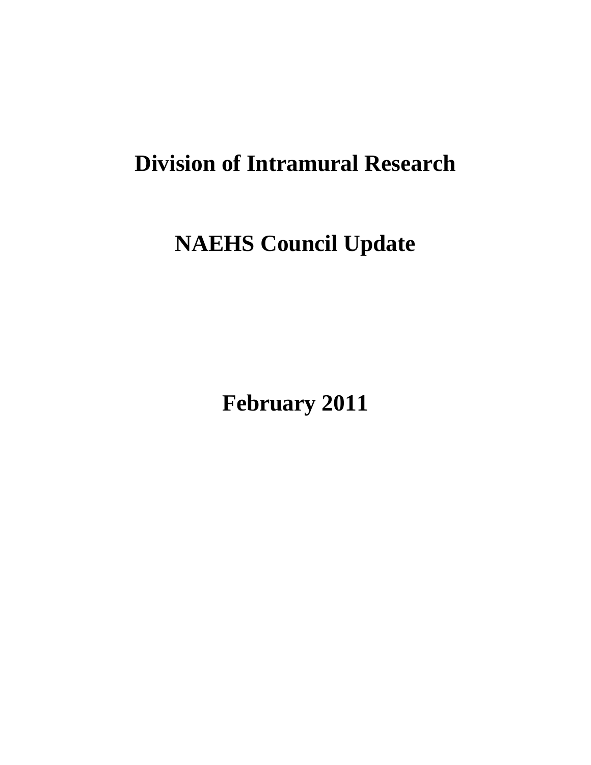# Division of Intramural Research

# NAEHS Council Update

# February 2011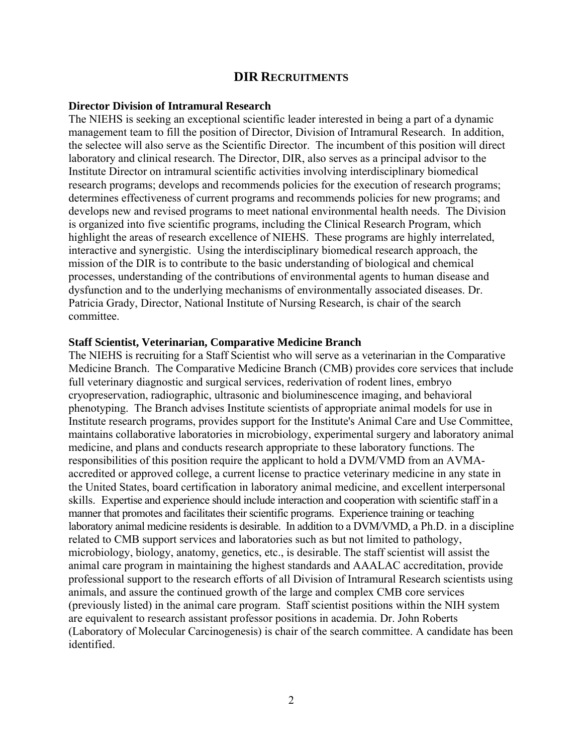## DIR RECRUITMENTS

**Director Division of Intramural Research**

The NIEHS is seeking an exceptional scientific leader interested in being a part of a dynamic management team to fill the position of Director, Division of Intramural Research. In addition, the selectee will also serve as the Scientific Director. The incumbent of this position will direct laboratory and clinical research. The Director, DIR, also serves as a principal advisor to the Institute Director on intramural scientific activities involving interdisciplinary biomedical research programs; develops and recommends policies for the execution of research programs; determines effectiveness of current programs and recommends policies for new programs; and develops new and revised programs to meet national environmental health needs. The Division is organized into five scientific programs, including the Clinical Research Program, which highlight the areas of research excellence of NIEHS. These programs are highly interrelated, interactive and synergistic. Using the interdisciplinary biomedical research approach, the mission of the DIR is to contribute to the basic understanding of biological and chemical processes, understanding of the contributions of environmental agents to human disease and dysfunction and to the underlying mechanisms of environmentally associated diseases. Dr. Patricia Grady, Director, National Institute of Nursing Research, is chair of the search committee.

**Staff Scientist, Veterinarian, Comparative Medicine Branch**

The NIEHS is recruiting for a Staff Scientist who will serve as a veterinarian in the Comparative Medicine Branch. The Comparative Medicine Branch (CMB) provides core services that include full veterinary diagnostic and surgical services, rederivation of rodent lines, embryo cryopreservation, radiographic, ultrasonic and bioluminescence imaging, and behavioral phenotyping. The Branch advises Institute scientists of appropriate animal models for use in Institute research programs, provides support for the Institute's Animal Care and Use Committee, maintains collaborative laboratories in microbiology, experimental surgery and laboratory animal medicine, and plans and conducts research appropriate to these laboratory functions. The responsibilities of this position require the applicant to hold a DVM/VMD from an AVMA-accredited or approved college, a current license to practice veterinary medicine in any state in the United States, board certification in laboratory animal medicine, and excellent interpersonal skills. Expertise and experience should include interaction and cooperation with scientific staff in a manner that promotes and facilitates their scientific programs. Experience training or teaching laboratory animal medicine residents is desirable. In addition to a DVM/VMD, a Ph.D. in a discipline related to CMB support services and laboratories such as but not limited to pathology, microbiology, biology, anatomy, genetics, etc., is desirable. The staff scientist will assist the animal care program in maintaining the highest standards and AAALAC accreditation, provide professional support to the research efforts of all Division of Intramural Research scientists using animals, and assure the continued growth of the large and complex CMB core services (previously listed) in the animal care program. Staff scientist positions within the NIH system are equivalent to research assistant professor positions in academia. Dr. John Roberts (Laboratory of Molecular Carcinogenesis) is chair of the search committee. A candidate has been identified.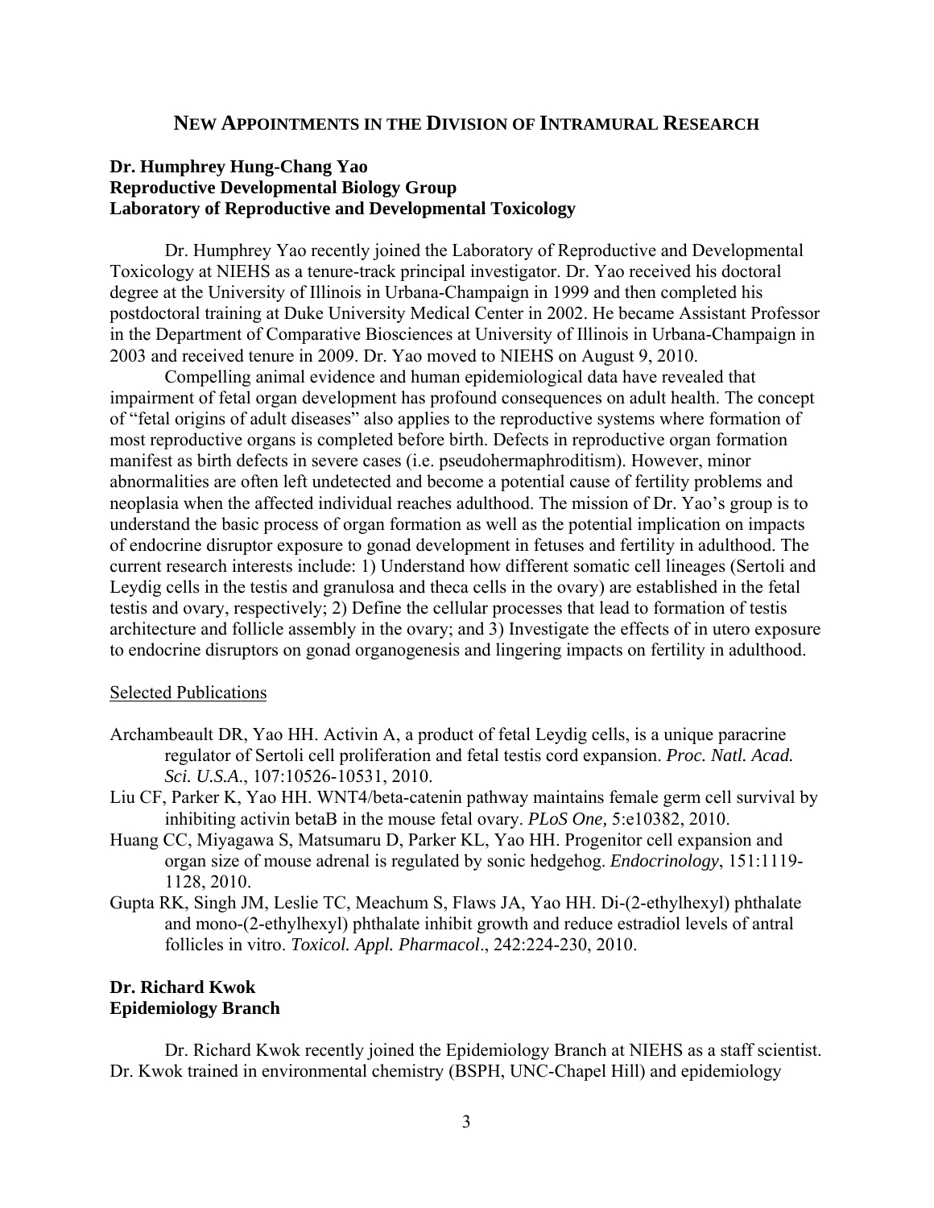## New Appointments in the Division of Intramural Research

### Dr. Humphrey Hung-Chang Yao
**Reproductive Developmental Biology Group**
**Laboratory of Reproductive and Developmental Toxicology**

Dr. Humphrey Yao recently joined the Laboratory of Reproductive and Developmental Toxicology at NIEHS as a tenure-track principal investigator. Dr. Yao received his doctoral degree at the University of Illinois in Urbana-Champaign in 1999 and then completed his postdoctoral training at Duke University Medical Center in 2002. He became Assistant Professor in the Department of Comparative Biosciences at University of Illinois in Urbana-Champaign in 2003 and received tenure in 2009. Dr. Yao moved to NIEHS on August 9, 2010.

Compelling animal evidence and human epidemiological data have revealed that impairment of fetal organ development has profound consequences on adult health. The concept of "fetal origins of adult diseases" also applies to the reproductive systems where formation of most reproductive organs is completed before birth. Defects in reproductive organ formation manifest as birth defects in severe cases (i.e. pseudohermaphroditism). However, minor abnormalities are often left undetected and become a potential cause of fertility problems and neoplasia when the affected individual reaches adulthood. The mission of Dr. Yao's group is to understand the basic process of organ formation as well as the potential implication on impacts of endocrine disruptor exposure to gonad development in fetuses and fertility in adulthood. The current research interests include: 1) Understand how different somatic cell lineages (Sertoli and Leydig cells in the testis and granulosa and theca cells in the ovary) are established in the fetal testis and ovary, respectively; 2) Define the cellular processes that lead to formation of testis architecture and follicle assembly in the ovary; and 3) Investigate the effects of in utero exposure to endocrine disruptors on gonad organogenesis and lingering impacts on fertility in adulthood.

Selected Publications

- Archambeault DR, Yao HH. Activin A, a product of fetal Leydig cells, is a unique paracrine regulator of Sertoli cell proliferation and fetal testis cord expansion. *Proc. Natl. Acad. Sci. U.S.A.*, 107:10526-10531, 2010.
- Liu CF, Parker K, Yao HH. WNT4/beta-catenin pathway maintains female germ cell survival by inhibiting activin betaB in the mouse fetal ovary. *PLoS One,* 5:e10382, 2010.
- Huang CC, Miyagawa S, Matsumaru D, Parker KL, Yao HH. Progenitor cell expansion and organ size of mouse adrenal is regulated by sonic hedgehog. *Endocrinology*, 151:1119-1128, 2010.
- Gupta RK, Singh JM, Leslie TC, Meachum S, Flaws JA, Yao HH. Di-(2-ethylhexyl) phthalate and mono-(2-ethylhexyl) phthalate inhibit growth and reduce estradiol levels of antral follicles in vitro. *Toxicol. Appl. Pharmacol*., 242:224-230, 2010.

### Dr. Richard Kwok
**Epidemiology Branch**

Dr. Richard Kwok recently joined the Epidemiology Branch at NIEHS as a staff scientist. Dr. Kwok trained in environmental chemistry (BSPH, UNC-Chapel Hill) and epidemiology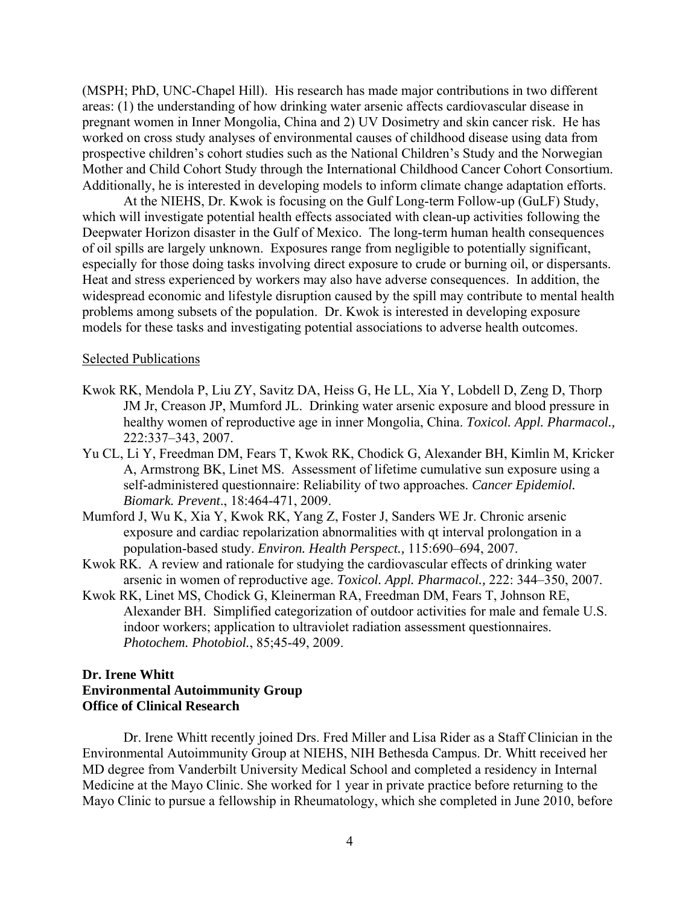(MSPH; PhD, UNC-Chapel Hill). His research has made major contributions in two different areas: (1) the understanding of how drinking water arsenic affects cardiovascular disease in pregnant women in Inner Mongolia, China and 2) UV Dosimetry and skin cancer risk. He has worked on cross study analyses of environmental causes of childhood disease using data from prospective children's cohort studies such as the National Children's Study and the Norwegian Mother and Child Cohort Study through the International Childhood Cancer Cohort Consortium. Additionally, he is interested in developing models to inform climate change adaptation efforts.

At the NIEHS, Dr. Kwok is focusing on the Gulf Long-term Follow-up (GuLF) Study, which will investigate potential health effects associated with clean-up activities following the Deepwater Horizon disaster in the Gulf of Mexico. The long-term human health consequences of oil spills are largely unknown. Exposures range from negligible to potentially significant, especially for those doing tasks involving direct exposure to crude or burning oil, or dispersants. Heat and stress experienced by workers may also have adverse consequences. In addition, the widespread economic and lifestyle disruption caused by the spill may contribute to mental health problems among subsets of the population. Dr. Kwok is interested in developing exposure models for these tasks and investigating potential associations to adverse health outcomes.

Selected Publications

- Kwok RK, Mendola P, Liu ZY, Savitz DA, Heiss G, He LL, Xia Y, Lobdell D, Zeng D, Thorp JM Jr, Creason JP, Mumford JL. Drinking water arsenic exposure and blood pressure in healthy women of reproductive age in inner Mongolia, China. *Toxicol. Appl. Pharmacol.,* 222:337–343, 2007.
- Yu CL, Li Y, Freedman DM, Fears T, Kwok RK, Chodick G, Alexander BH, Kimlin M, Kricker A, Armstrong BK, Linet MS. Assessment of lifetime cumulative sun exposure using a self-administered questionnaire: Reliability of two approaches. *Cancer Epidemiol. Biomark. Prevent*., 18:464-471, 2009.
- Mumford J, Wu K, Xia Y, Kwok RK, Yang Z, Foster J, Sanders WE Jr. Chronic arsenic exposure and cardiac repolarization abnormalities with qt interval prolongation in a population-based study. *Environ. Health Perspect.,* 115:690–694, 2007.
- Kwok RK. A review and rationale for studying the cardiovascular effects of drinking water arsenic in women of reproductive age. *Toxicol. Appl. Pharmacol.,* 222: 344–350, 2007.
- Kwok RK, Linet MS, Chodick G, Kleinerman RA, Freedman DM, Fears T, Johnson RE, Alexander BH. Simplified categorization of outdoor activities for male and female U.S. indoor workers; application to ultraviolet radiation assessment questionnaires. *Photochem. Photobiol.*, 85;45-49, 2009.

**Dr. Irene Whitt**
**Environmental Autoimmunity Group**
**Office of Clinical Research**

Dr. Irene Whitt recently joined Drs. Fred Miller and Lisa Rider as a Staff Clinician in the Environmental Autoimmunity Group at NIEHS, NIH Bethesda Campus. Dr. Whitt received her MD degree from Vanderbilt University Medical School and completed a residency in Internal Medicine at the Mayo Clinic. She worked for 1 year in private practice before returning to the Mayo Clinic to pursue a fellowship in Rheumatology, which she completed in June 2010, before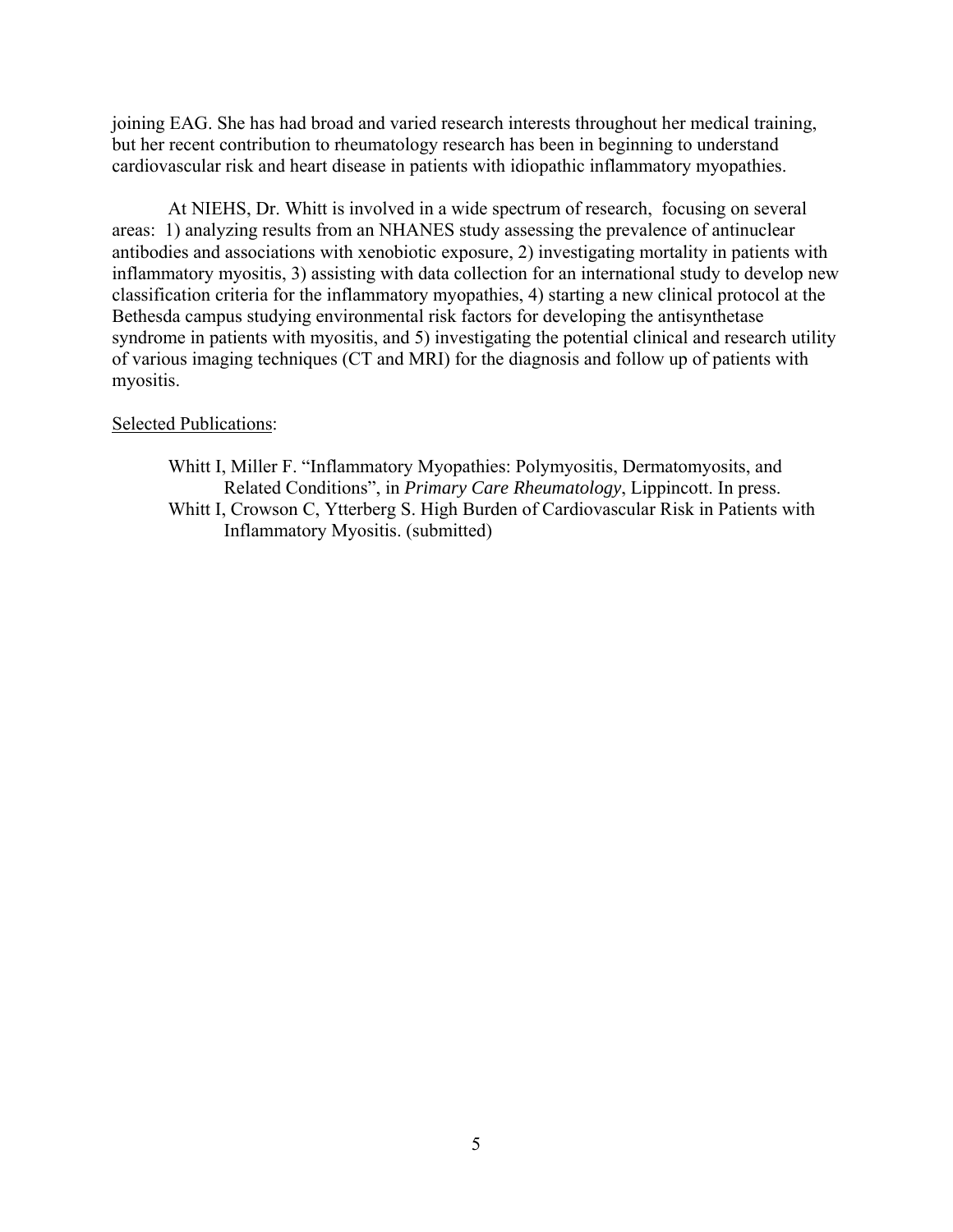joining EAG. She has had broad and varied research interests throughout her medical training, but her recent contribution to rheumatology research has been in beginning to understand cardiovascular risk and heart disease in patients with idiopathic inflammatory myopathies.

At NIEHS, Dr. Whitt is involved in a wide spectrum of research, focusing on several areas: 1) analyzing results from an NHANES study assessing the prevalence of antinuclear antibodies and associations with xenobiotic exposure, 2) investigating mortality in patients with inflammatory myositis, 3) assisting with data collection for an international study to develop new classification criteria for the inflammatory myopathies, 4) starting a new clinical protocol at the Bethesda campus studying environmental risk factors for developing the antisynthetase syndrome in patients with myositis, and 5) investigating the potential clinical and research utility of various imaging techniques (CT and MRI) for the diagnosis and follow up of patients with myositis.

<u>Selected Publications</u>:

Whitt I, Miller F. "Inflammatory Myopathies: Polymyositis, Dermatomyosits, and Related Conditions", in *Primary Care Rheumatology*, Lippincott. In press.

Whitt I, Crowson C, Ytterberg S. High Burden of Cardiovascular Risk in Patients with Inflammatory Myositis. (submitted)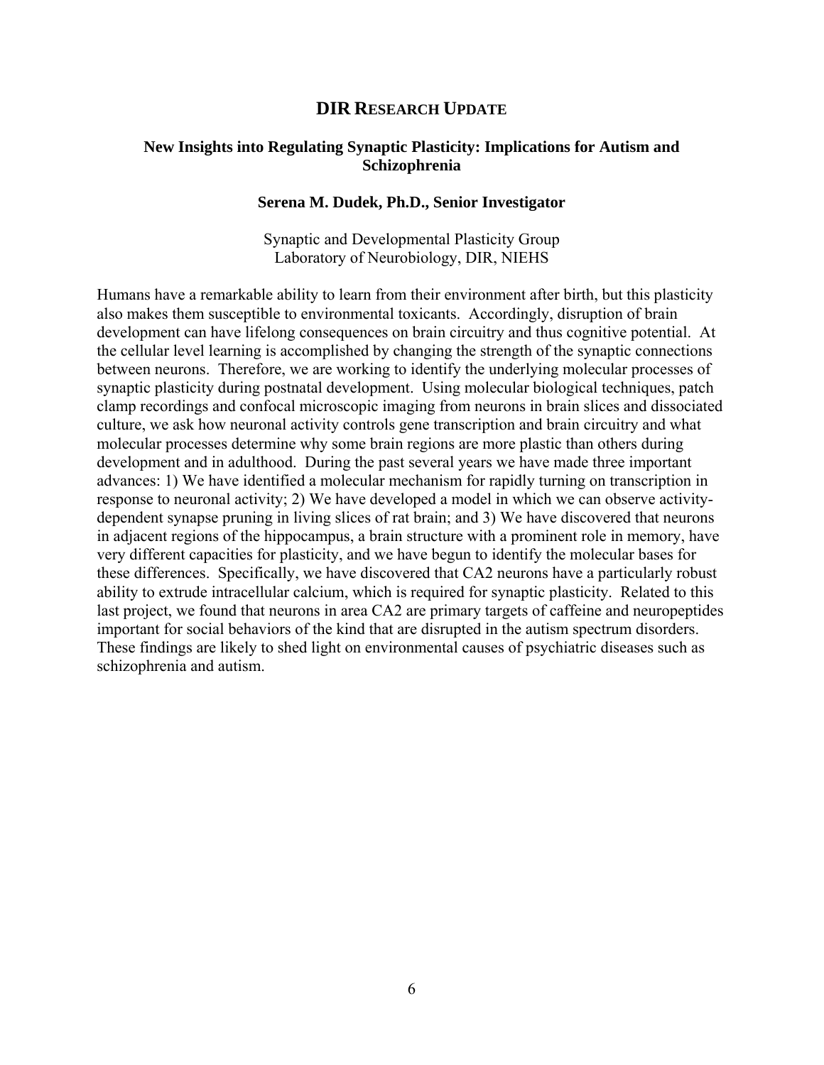# DIR RESEARCH UPDATE

## New Insights into Regulating Synaptic Plasticity: Implications for Autism and Schizophrenia

**Serena M. Dudek, Ph.D., Senior Investigator**

Synaptic and Developmental Plasticity Group
Laboratory of Neurobiology, DIR, NIEHS

Humans have a remarkable ability to learn from their environment after birth, but this plasticity also makes them susceptible to environmental toxicants. Accordingly, disruption of brain development can have lifelong consequences on brain circuitry and thus cognitive potential. At the cellular level learning is accomplished by changing the strength of the synaptic connections between neurons. Therefore, we are working to identify the underlying molecular processes of synaptic plasticity during postnatal development. Using molecular biological techniques, patch clamp recordings and confocal microscopic imaging from neurons in brain slices and dissociated culture, we ask how neuronal activity controls gene transcription and brain circuitry and what molecular processes determine why some brain regions are more plastic than others during development and in adulthood. During the past several years we have made three important advances: 1) We have identified a molecular mechanism for rapidly turning on transcription in response to neuronal activity; 2) We have developed a model in which we can observe activity-dependent synapse pruning in living slices of rat brain; and 3) We have discovered that neurons in adjacent regions of the hippocampus, a brain structure with a prominent role in memory, have very different capacities for plasticity, and we have begun to identify the molecular bases for these differences. Specifically, we have discovered that CA2 neurons have a particularly robust ability to extrude intracellular calcium, which is required for synaptic plasticity. Related to this last project, we found that neurons in area CA2 are primary targets of caffeine and neuropeptides important for social behaviors of the kind that are disrupted in the autism spectrum disorders. These findings are likely to shed light on environmental causes of psychiatric diseases such as schizophrenia and autism.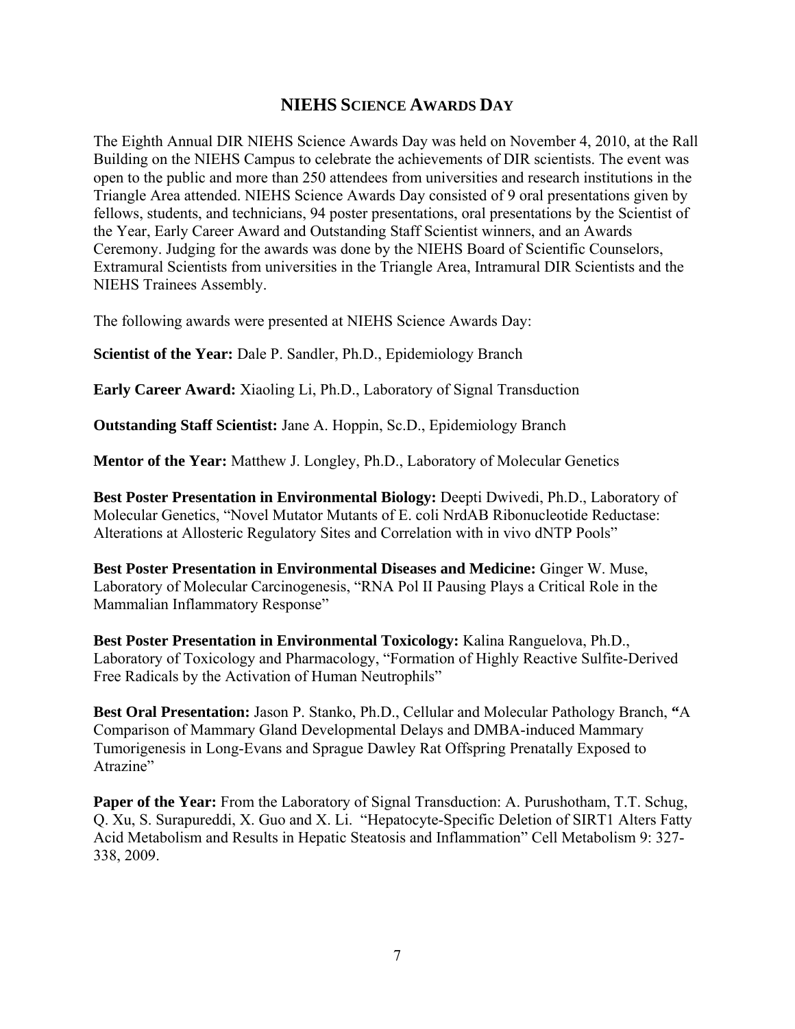## NIEHS Science Awards Day

The Eighth Annual DIR NIEHS Science Awards Day was held on November 4, 2010, at the Rall Building on the NIEHS Campus to celebrate the achievements of DIR scientists. The event was open to the public and more than 250 attendees from universities and research institutions in the Triangle Area attended. NIEHS Science Awards Day consisted of 9 oral presentations given by fellows, students, and technicians, 94 poster presentations, oral presentations by the Scientist of the Year, Early Career Award and Outstanding Staff Scientist winners, and an Awards Ceremony. Judging for the awards was done by the NIEHS Board of Scientific Counselors, Extramural Scientists from universities in the Triangle Area, Intramural DIR Scientists and the NIEHS Trainees Assembly.

The following awards were presented at NIEHS Science Awards Day:

**Scientist of the Year:** Dale P. Sandler, Ph.D., Epidemiology Branch

**Early Career Award:** Xiaoling Li, Ph.D., Laboratory of Signal Transduction

**Outstanding Staff Scientist:** Jane A. Hoppin, Sc.D., Epidemiology Branch

**Mentor of the Year:** Matthew J. Longley, Ph.D., Laboratory of Molecular Genetics

**Best Poster Presentation in Environmental Biology:** Deepti Dwivedi, Ph.D., Laboratory of Molecular Genetics, "Novel Mutator Mutants of E. coli NrdAB Ribonucleotide Reductase: Alterations at Allosteric Regulatory Sites and Correlation with in vivo dNTP Pools"

**Best Poster Presentation in Environmental Diseases and Medicine:** Ginger W. Muse, Laboratory of Molecular Carcinogenesis, "RNA Pol II Pausing Plays a Critical Role in the Mammalian Inflammatory Response"

**Best Poster Presentation in Environmental Toxicology:** Kalina Ranguelova, Ph.D., Laboratory of Toxicology and Pharmacology, "Formation of Highly Reactive Sulfite-Derived Free Radicals by the Activation of Human Neutrophils"

**Best Oral Presentation:** Jason P. Stanko, Ph.D., Cellular and Molecular Pathology Branch, **"**A Comparison of Mammary Gland Developmental Delays and DMBA-induced Mammary Tumorigenesis in Long-Evans and Sprague Dawley Rat Offspring Prenatally Exposed to Atrazine"

**Paper of the Year:** From the Laboratory of Signal Transduction: A. Purushotham, T.T. Schug, Q. Xu, S. Surapureddi, X. Guo and X. Li. "Hepatocyte-Specific Deletion of SIRT1 Alters Fatty Acid Metabolism and Results in Hepatic Steatosis and Inflammation" Cell Metabolism 9: 327-338, 2009.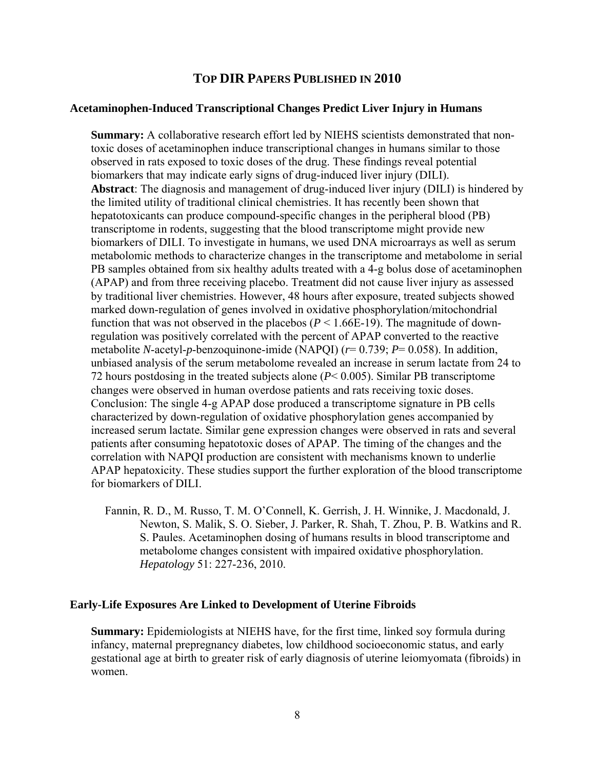# TOP DIR PAPERS PUBLISHED IN 2010

### Acetaminophen-Induced Transcriptional Changes Predict Liver Injury in Humans

**Summary:** A collaborative research effort led by NIEHS scientists demonstrated that non-toxic doses of acetaminophen induce transcriptional changes in humans similar to those observed in rats exposed to toxic doses of the drug. These findings reveal potential biomarkers that may indicate early signs of drug-induced liver injury (DILI).

**Abstract**: The diagnosis and management of drug-induced liver injury (DILI) is hindered by the limited utility of traditional clinical chemistries. It has recently been shown that hepatotoxicants can produce compound-specific changes in the peripheral blood (PB) transcriptome in rodents, suggesting that the blood transcriptome might provide new biomarkers of DILI. To investigate in humans, we used DNA microarrays as well as serum metabolomic methods to characterize changes in the transcriptome and metabolome in serial PB samples obtained from six healthy adults treated with a 4-g bolus dose of acetaminophen (APAP) and from three receiving placebo. Treatment did not cause liver injury as assessed by traditional liver chemistries. However, 48 hours after exposure, treated subjects showed marked down-regulation of genes involved in oxidative phosphorylation/mitochondrial function that was not observed in the placebos ($P < 1.66\text{E-}19$). The magnitude of down-regulation was positively correlated with the percent of APAP converted to the reactive metabolite *N*-acetyl-*p*-benzoquinone-imide (NAPQI) ($r = 0.739$; $P = 0.058$). In addition, unbiased analysis of the serum metabolome revealed an increase in serum lactate from 24 to 72 hours postdosing in the treated subjects alone ($P < 0.005$). Similar PB transcriptome changes were observed in human overdose patients and rats receiving toxic doses. Conclusion: The single 4-g APAP dose produced a transcriptome signature in PB cells characterized by down-regulation of oxidative phosphorylation genes accompanied by increased serum lactate. Similar gene expression changes were observed in rats and several patients after consuming hepatotoxic doses of APAP. The timing of the changes and the correlation with NAPQI production are consistent with mechanisms known to underlie APAP hepatoxicity. These studies support the further exploration of the blood transcriptome for biomarkers of DILI.

Fannin, R. D., M. Russo, T. M. O'Connell, K. Gerrish, J. H. Winnike, J. Macdonald, J. Newton, S. Malik, S. O. Sieber, J. Parker, R. Shah, T. Zhou, P. B. Watkins and R. S. Paules. Acetaminophen dosing of humans results in blood transcriptome and metabolome changes consistent with impaired oxidative phosphorylation. *Hepatology* 51: 227-236, 2010.

### Early-Life Exposures Are Linked to Development of Uterine Fibroids

**Summary:** Epidemiologists at NIEHS have, for the first time, linked soy formula during infancy, maternal prepregnancy diabetes, low childhood socioeconomic status, and early gestational age at birth to greater risk of early diagnosis of uterine leiomyomata (fibroids) in women.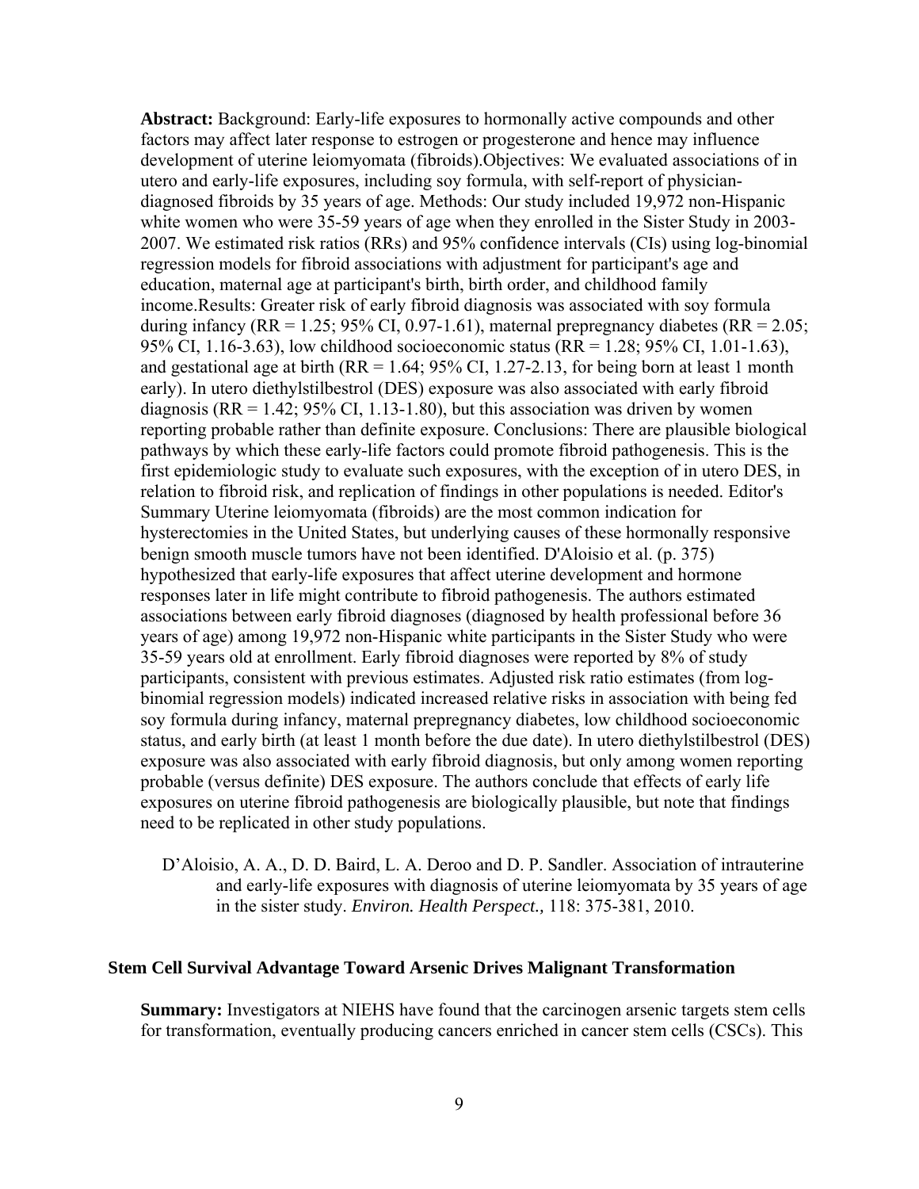**Abstract:** Background: Early-life exposures to hormonally active compounds and other factors may affect later response to estrogen or progesterone and hence may influence development of uterine leiomyomata (fibroids).Objectives: We evaluated associations of in utero and early-life exposures, including soy formula, with self-report of physician-diagnosed fibroids by 35 years of age. Methods: Our study included 19,972 non-Hispanic white women who were 35-59 years of age when they enrolled in the Sister Study in 2003-2007. We estimated risk ratios (RRs) and 95% confidence intervals (CIs) using log-binomial regression models for fibroid associations with adjustment for participant's age and education, maternal age at participant's birth, birth order, and childhood family income.Results: Greater risk of early fibroid diagnosis was associated with soy formula during infancy (RR = 1.25; 95% CI, 0.97-1.61), maternal prepregnancy diabetes (RR = 2.05; 95% CI, 1.16-3.63), low childhood socioeconomic status (RR = 1.28; 95% CI, 1.01-1.63), and gestational age at birth (RR = 1.64; 95% CI, 1.27-2.13, for being born at least 1 month early). In utero diethylstilbestrol (DES) exposure was also associated with early fibroid diagnosis (RR = 1.42; 95% CI, 1.13-1.80), but this association was driven by women reporting probable rather than definite exposure. Conclusions: There are plausible biological pathways by which these early-life factors could promote fibroid pathogenesis. This is the first epidemiologic study to evaluate such exposures, with the exception of in utero DES, in relation to fibroid risk, and replication of findings in other populations is needed. Editor's Summary Uterine leiomyomata (fibroids) are the most common indication for hysterectomies in the United States, but underlying causes of these hormonally responsive benign smooth muscle tumors have not been identified. D'Aloisio et al. (p. 375) hypothesized that early-life exposures that affect uterine development and hormone responses later in life might contribute to fibroid pathogenesis. The authors estimated associations between early fibroid diagnoses (diagnosed by health professional before 36 years of age) among 19,972 non-Hispanic white participants in the Sister Study who were 35-59 years old at enrollment. Early fibroid diagnoses were reported by 8% of study participants, consistent with previous estimates. Adjusted risk ratio estimates (from log-binomial regression models) indicated increased relative risks in association with being fed soy formula during infancy, maternal prepregnancy diabetes, low childhood socioeconomic status, and early birth (at least 1 month before the due date). In utero diethylstilbestrol (DES) exposure was also associated with early fibroid diagnosis, but only among women reporting probable (versus definite) DES exposure. The authors conclude that effects of early life exposures on uterine fibroid pathogenesis are biologically plausible, but note that findings need to be replicated in other study populations.

D'Aloisio, A. A., D. D. Baird, L. A. Deroo and D. P. Sandler. Association of intrauterine and early-life exposures with diagnosis of uterine leiomyomata by 35 years of age in the sister study. *Environ. Health Perspect.,* 118: 375-381, 2010.

### Stem Cell Survival Advantage Toward Arsenic Drives Malignant Transformation

**Summary:** Investigators at NIEHS have found that the carcinogen arsenic targets stem cells for transformation, eventually producing cancers enriched in cancer stem cells (CSCs). This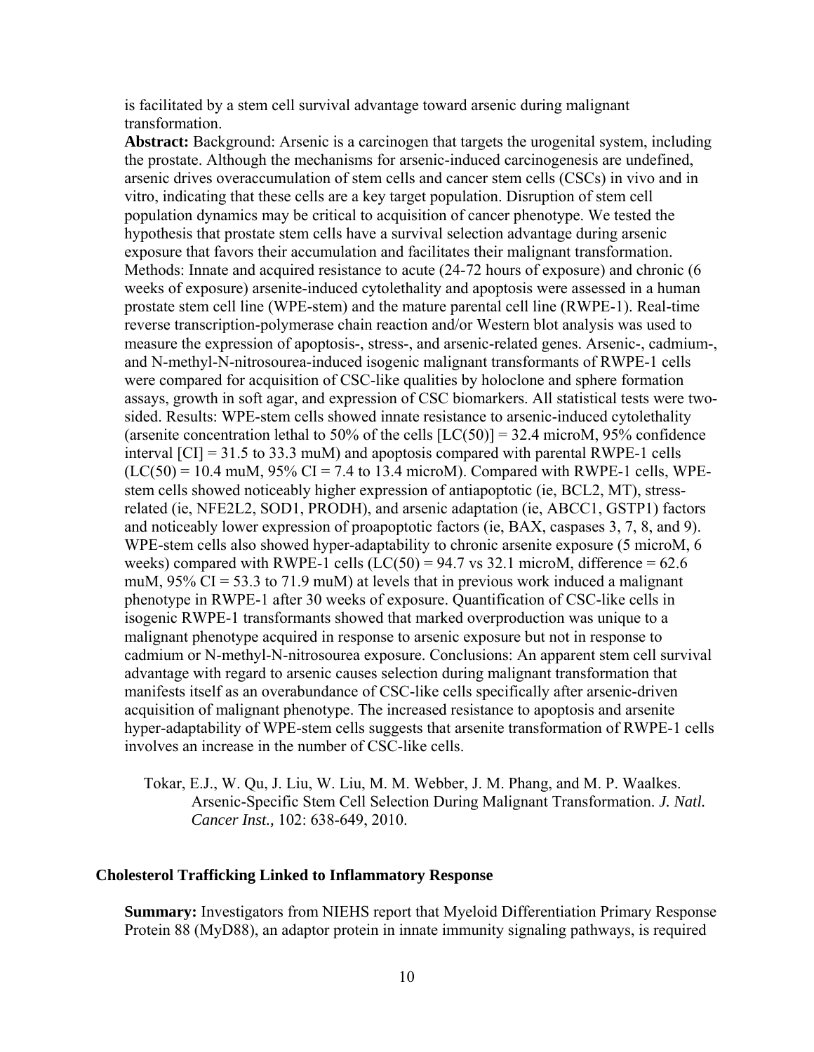is facilitated by a stem cell survival advantage toward arsenic during malignant transformation.

**Abstract:** Background: Arsenic is a carcinogen that targets the urogenital system, including the prostate. Although the mechanisms for arsenic-induced carcinogenesis are undefined, arsenic drives overaccumulation of stem cells and cancer stem cells (CSCs) in vivo and in vitro, indicating that these cells are a key target population. Disruption of stem cell population dynamics may be critical to acquisition of cancer phenotype. We tested the hypothesis that prostate stem cells have a survival selection advantage during arsenic exposure that favors their accumulation and facilitates their malignant transformation. Methods: Innate and acquired resistance to acute (24-72 hours of exposure) and chronic (6 weeks of exposure) arsenite-induced cytolethality and apoptosis were assessed in a human prostate stem cell line (WPE-stem) and the mature parental cell line (RWPE-1). Real-time reverse transcription-polymerase chain reaction and/or Western blot analysis was used to measure the expression of apoptosis-, stress-, and arsenic-related genes. Arsenic-, cadmium-, and N-methyl-N-nitrosourea-induced isogenic malignant transformants of RWPE-1 cells were compared for acquisition of CSC-like qualities by holoclone and sphere formation assays, growth in soft agar, and expression of CSC biomarkers. All statistical tests were two-sided. Results: WPE-stem cells showed innate resistance to arsenic-induced cytolethality (arsenite concentration lethal to 50% of the cells [LC(50)] = 32.4 microM, 95% confidence interval [CI] = 31.5 to 33.3 muM) and apoptosis compared with parental RWPE-1 cells (LC(50) = 10.4 muM, 95% CI = 7.4 to 13.4 microM). Compared with RWPE-1 cells, WPE-stem cells showed noticeably higher expression of antiapoptotic (ie, BCL2, MT), stress-related (ie, NFE2L2, SOD1, PRODH), and arsenic adaptation (ie, ABCC1, GSTP1) factors and noticeably lower expression of proapoptotic factors (ie, BAX, caspases 3, 7, 8, and 9). WPE-stem cells also showed hyper-adaptability to chronic arsenite exposure (5 microM, 6 weeks) compared with RWPE-1 cells (LC(50) = 94.7 vs 32.1 microM, difference = 62.6 muM, 95% CI = 53.3 to 71.9 muM) at levels that in previous work induced a malignant phenotype in RWPE-1 after 30 weeks of exposure. Quantification of CSC-like cells in isogenic RWPE-1 transformants showed that marked overproduction was unique to a malignant phenotype acquired in response to arsenic exposure but not in response to cadmium or N-methyl-N-nitrosourea exposure. Conclusions: An apparent stem cell survival advantage with regard to arsenic causes selection during malignant transformation that manifests itself as an overabundance of CSC-like cells specifically after arsenic-driven acquisition of malignant phenotype. The increased resistance to apoptosis and arsenite hyper-adaptability of WPE-stem cells suggests that arsenite transformation of RWPE-1 cells involves an increase in the number of CSC-like cells.

Tokar, E.J., W. Qu, J. Liu, W. Liu, M. M. Webber, J. M. Phang, and M. P. Waalkes. Arsenic-Specific Stem Cell Selection During Malignant Transformation. *J. Natl. Cancer Inst.,* 102: 638-649, 2010.

### Cholesterol Trafficking Linked to Inflammatory Response

**Summary:** Investigators from NIEHS report that Myeloid Differentiation Primary Response Protein 88 (MyD88), an adaptor protein in innate immunity signaling pathways, is required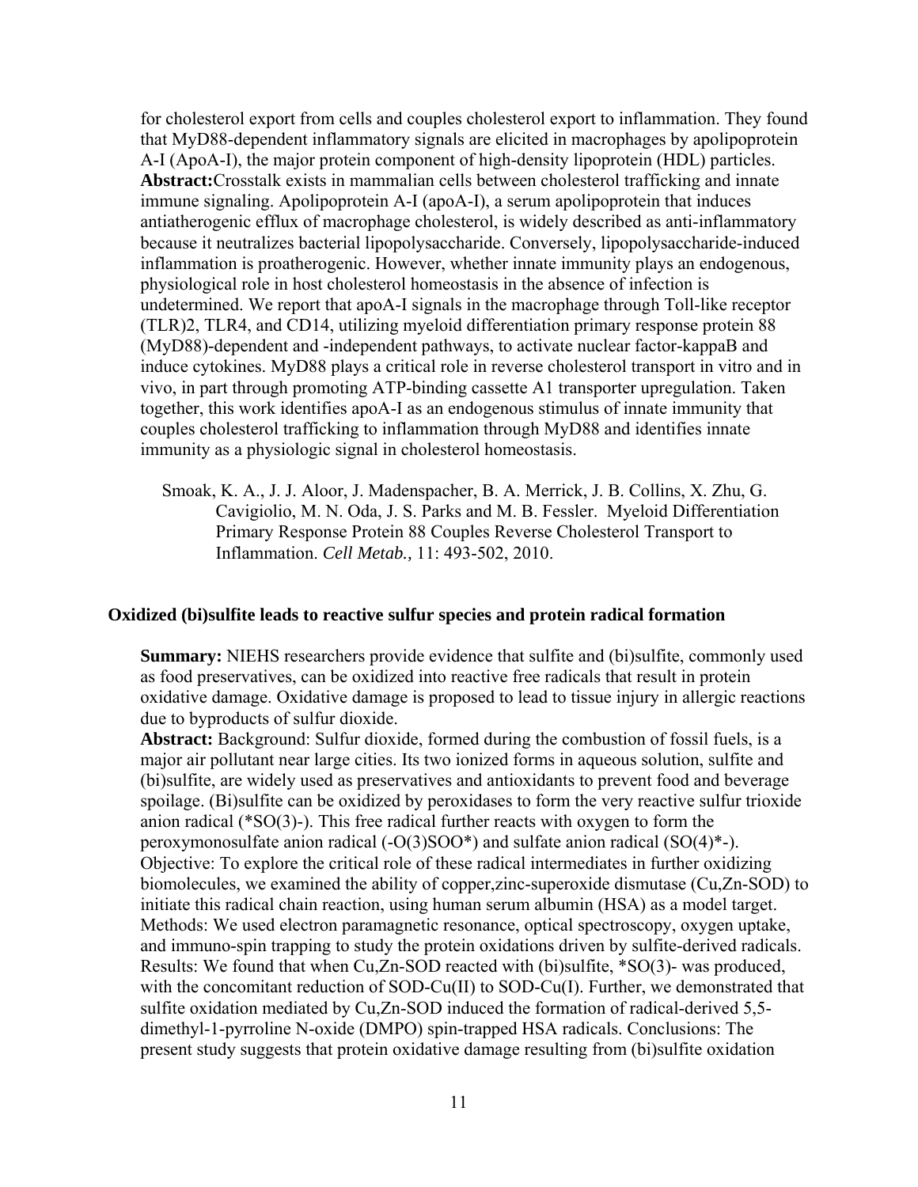for cholesterol export from cells and couples cholesterol export to inflammation. They found that MyD88-dependent inflammatory signals are elicited in macrophages by apolipoprotein A-I (ApoA-I), the major protein component of high-density lipoprotein (HDL) particles.

**Abstract:**Crosstalk exists in mammalian cells between cholesterol trafficking and innate immune signaling. Apolipoprotein A-I (apoA-I), a serum apolipoprotein that induces antiatherogenic efflux of macrophage cholesterol, is widely described as anti-inflammatory because it neutralizes bacterial lipopolysaccharide. Conversely, lipopolysaccharide-induced inflammation is proatherogenic. However, whether innate immunity plays an endogenous, physiological role in host cholesterol homeostasis in the absence of infection is undetermined. We report that apoA-I signals in the macrophage through Toll-like receptor (TLR)2, TLR4, and CD14, utilizing myeloid differentiation primary response protein 88 (MyD88)-dependent and -independent pathways, to activate nuclear factor-kappaB and induce cytokines. MyD88 plays a critical role in reverse cholesterol transport in vitro and in vivo, in part through promoting ATP-binding cassette A1 transporter upregulation. Taken together, this work identifies apoA-I as an endogenous stimulus of innate immunity that couples cholesterol trafficking to inflammation through MyD88 and identifies innate immunity as a physiologic signal in cholesterol homeostasis.

Smoak, K. A., J. J. Aloor, J. Madenspacher, B. A. Merrick, J. B. Collins, X. Zhu, G. Cavigiolio, M. N. Oda, J. S. Parks and M. B. Fessler. Myeloid Differentiation Primary Response Protein 88 Couples Reverse Cholesterol Transport to Inflammation. *Cell Metab.,* 11: 493-502, 2010.

### Oxidized (bi)sulfite leads to reactive sulfur species and protein radical formation

**Summary:** NIEHS researchers provide evidence that sulfite and (bi)sulfite, commonly used as food preservatives, can be oxidized into reactive free radicals that result in protein oxidative damage. Oxidative damage is proposed to lead to tissue injury in allergic reactions due to byproducts of sulfur dioxide.

**Abstract:** Background: Sulfur dioxide, formed during the combustion of fossil fuels, is a major air pollutant near large cities. Its two ionized forms in aqueous solution, sulfite and (bi)sulfite, are widely used as preservatives and antioxidants to prevent food and beverage spoilage. (Bi)sulfite can be oxidized by peroxidases to form the very reactive sulfur trioxide anion radical (*SO(3)-). This free radical further reacts with oxygen to form the peroxymonosulfate anion radical (-O(3)SOO*) and sulfate anion radical (SO(4)*-). Objective: To explore the critical role of these radical intermediates in further oxidizing biomolecules, we examined the ability of copper,zinc-superoxide dismutase (Cu,Zn-SOD) to initiate this radical chain reaction, using human serum albumin (HSA) as a model target. Methods: We used electron paramagnetic resonance, optical spectroscopy, oxygen uptake, and immuno-spin trapping to study the protein oxidations driven by sulfite-derived radicals. Results: We found that when Cu,Zn-SOD reacted with (bi)sulfite, *SO(3)- was produced, with the concomitant reduction of SOD-Cu(II) to SOD-Cu(I). Further, we demonstrated that sulfite oxidation mediated by Cu,Zn-SOD induced the formation of radical-derived 5,5-dimethyl-1-pyrroline N-oxide (DMPO) spin-trapped HSA radicals. Conclusions: The present study suggests that protein oxidative damage resulting from (bi)sulfite oxidation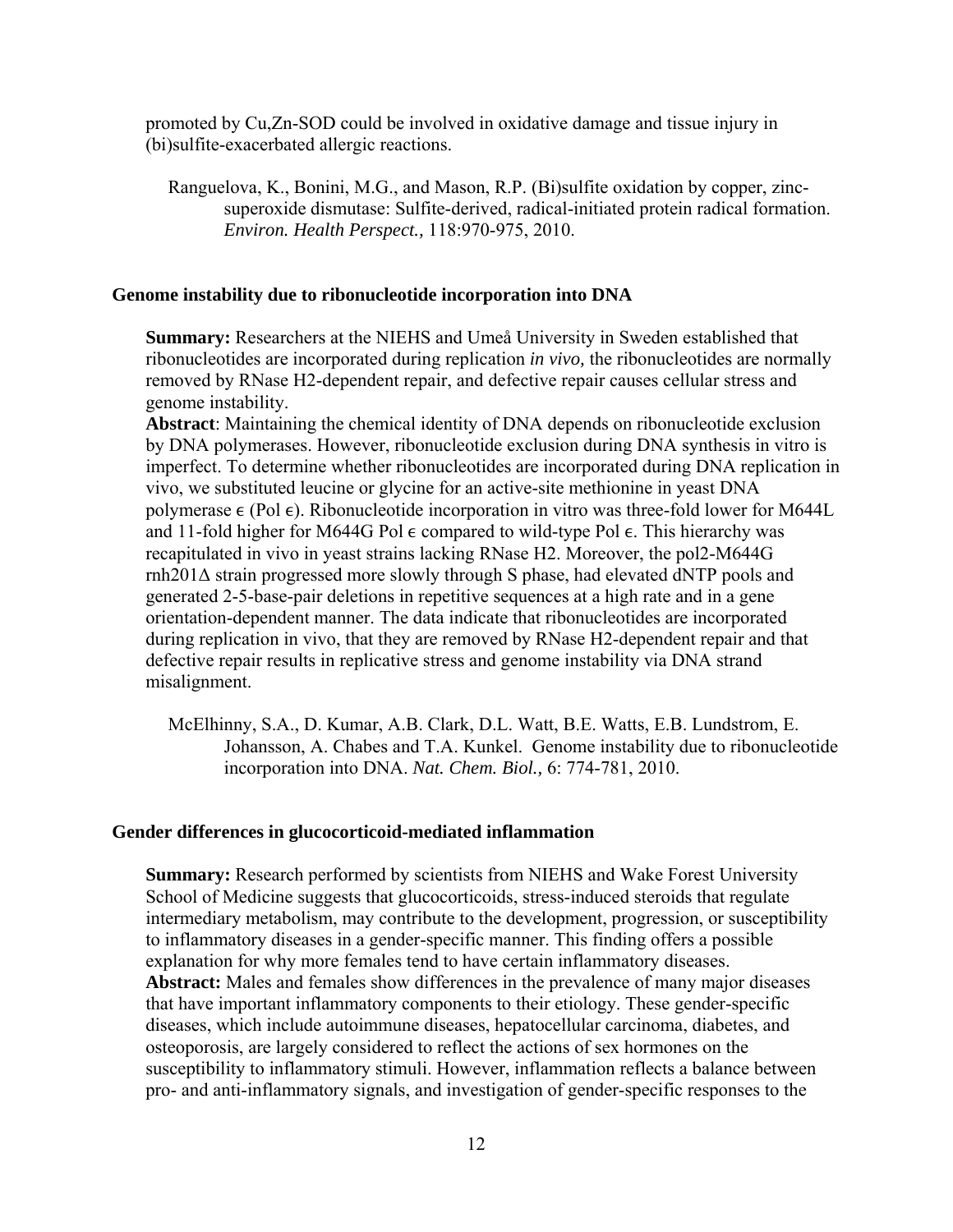promoted by Cu,Zn-SOD could be involved in oxidative damage and tissue injury in (bi)sulfite-exacerbated allergic reactions.

Ranguelova, K., Bonini, M.G., and Mason, R.P. (Bi)sulfite oxidation by copper, zinc-superoxide dismutase: Sulfite-derived, radical-initiated protein radical formation. *Environ. Health Perspect.,* 118:970-975, 2010.

### Genome instability due to ribonucleotide incorporation into DNA

**Summary:** Researchers at the NIEHS and Umeå University in Sweden established that ribonucleotides are incorporated during replication *in vivo,* the ribonucleotides are normally removed by RNase H2-dependent repair, and defective repair causes cellular stress and genome instability.

**Abstract**: Maintaining the chemical identity of DNA depends on ribonucleotide exclusion by DNA polymerases. However, ribonucleotide exclusion during DNA synthesis in vitro is imperfect. To determine whether ribonucleotides are incorporated during DNA replication in vivo, we substituted leucine or glycine for an active-site methionine in yeast DNA polymerase ϵ (Pol ϵ). Ribonucleotide incorporation in vitro was three-fold lower for M644L and 11-fold higher for M644G Pol ϵ compared to wild-type Pol ϵ. This hierarchy was recapitulated in vivo in yeast strains lacking RNase H2. Moreover, the pol2-M644G rnh201Δ strain progressed more slowly through S phase, had elevated dNTP pools and generated 2-5-base-pair deletions in repetitive sequences at a high rate and in a gene orientation-dependent manner. The data indicate that ribonucleotides are incorporated during replication in vivo, that they are removed by RNase H2-dependent repair and that defective repair results in replicative stress and genome instability via DNA strand misalignment.

McElhinny, S.A., D. Kumar, A.B. Clark, D.L. Watt, B.E. Watts, E.B. Lundstrom, E. Johansson, A. Chabes and T.A. Kunkel. Genome instability due to ribonucleotide incorporation into DNA. *Nat. Chem. Biol.,* 6: 774-781, 2010.

### Gender differences in glucocorticoid-mediated inflammation

**Summary:** Research performed by scientists from NIEHS and Wake Forest University School of Medicine suggests that glucocorticoids, stress-induced steroids that regulate intermediary metabolism, may contribute to the development, progression, or susceptibility to inflammatory diseases in a gender-specific manner. This finding offers a possible explanation for why more females tend to have certain inflammatory diseases.

**Abstract:** Males and females show differences in the prevalence of many major diseases that have important inflammatory components to their etiology. These gender-specific diseases, which include autoimmune diseases, hepatocellular carcinoma, diabetes, and osteoporosis, are largely considered to reflect the actions of sex hormones on the susceptibility to inflammatory stimuli. However, inflammation reflects a balance between pro- and anti-inflammatory signals, and investigation of gender-specific responses to the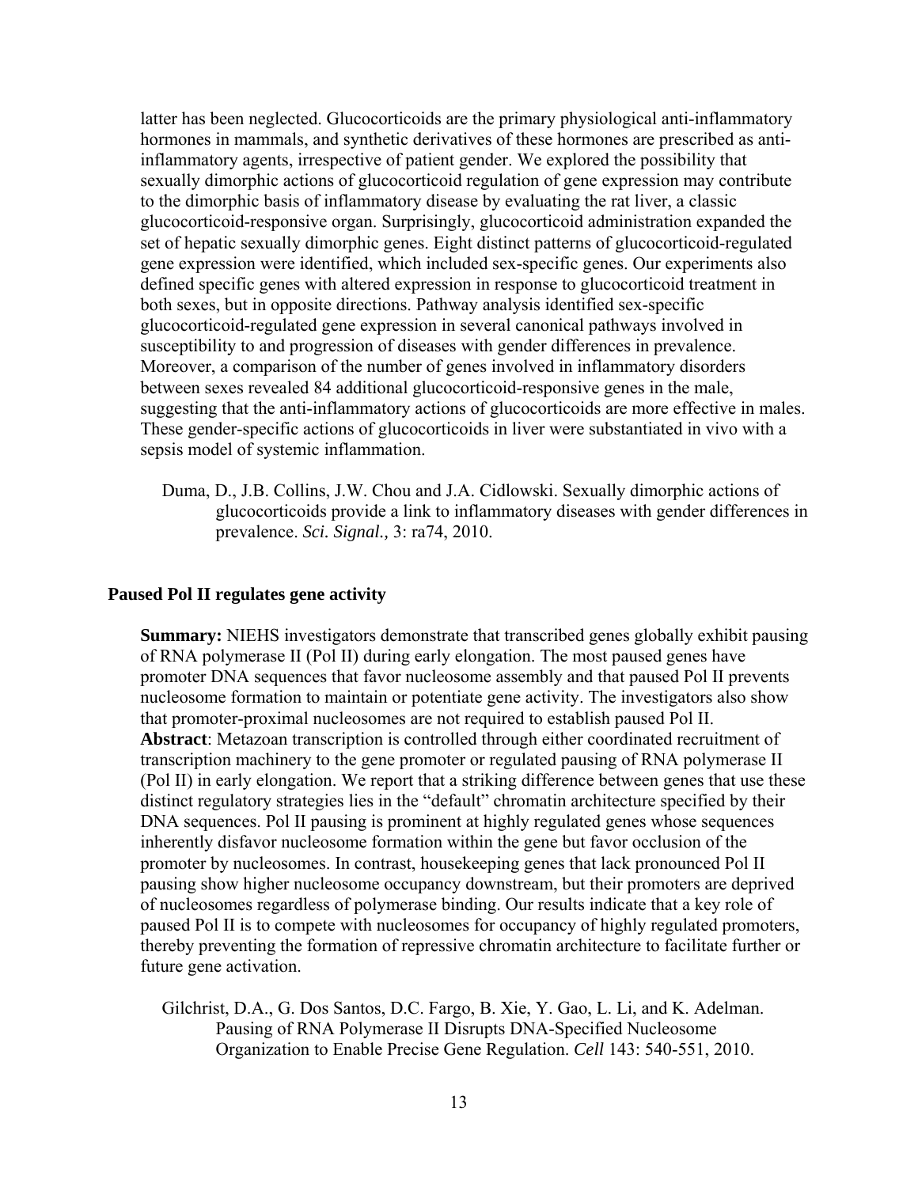latter has been neglected. Glucocorticoids are the primary physiological anti-inflammatory hormones in mammals, and synthetic derivatives of these hormones are prescribed as anti-inflammatory agents, irrespective of patient gender. We explored the possibility that sexually dimorphic actions of glucocorticoid regulation of gene expression may contribute to the dimorphic basis of inflammatory disease by evaluating the rat liver, a classic glucocorticoid-responsive organ. Surprisingly, glucocorticoid administration expanded the set of hepatic sexually dimorphic genes. Eight distinct patterns of glucocorticoid-regulated gene expression were identified, which included sex-specific genes. Our experiments also defined specific genes with altered expression in response to glucocorticoid treatment in both sexes, but in opposite directions. Pathway analysis identified sex-specific glucocorticoid-regulated gene expression in several canonical pathways involved in susceptibility to and progression of diseases with gender differences in prevalence. Moreover, a comparison of the number of genes involved in inflammatory disorders between sexes revealed 84 additional glucocorticoid-responsive genes in the male, suggesting that the anti-inflammatory actions of glucocorticoids are more effective in males. These gender-specific actions of glucocorticoids in liver were substantiated in vivo with a sepsis model of systemic inflammation.

Duma, D., J.B. Collins, J.W. Chou and J.A. Cidlowski. Sexually dimorphic actions of glucocorticoids provide a link to inflammatory diseases with gender differences in prevalence. *Sci. Signal.,* 3: ra74, 2010.

### Paused Pol II regulates gene activity

**Summary:** NIEHS investigators demonstrate that transcribed genes globally exhibit pausing of RNA polymerase II (Pol II) during early elongation. The most paused genes have promoter DNA sequences that favor nucleosome assembly and that paused Pol II prevents nucleosome formation to maintain or potentiate gene activity. The investigators also show that promoter-proximal nucleosomes are not required to establish paused Pol II.
**Abstract**: Metazoan transcription is controlled through either coordinated recruitment of transcription machinery to the gene promoter or regulated pausing of RNA polymerase II (Pol II) in early elongation. We report that a striking difference between genes that use these distinct regulatory strategies lies in the "default" chromatin architecture specified by their DNA sequences. Pol II pausing is prominent at highly regulated genes whose sequences inherently disfavor nucleosome formation within the gene but favor occlusion of the promoter by nucleosomes. In contrast, housekeeping genes that lack pronounced Pol II pausing show higher nucleosome occupancy downstream, but their promoters are deprived of nucleosomes regardless of polymerase binding. Our results indicate that a key role of paused Pol II is to compete with nucleosomes for occupancy of highly regulated promoters, thereby preventing the formation of repressive chromatin architecture to facilitate further or future gene activation.

Gilchrist, D.A., G. Dos Santos, D.C. Fargo, B. Xie, Y. Gao, L. Li, and K. Adelman. Pausing of RNA Polymerase II Disrupts DNA-Specified Nucleosome Organization to Enable Precise Gene Regulation. *Cell* 143: 540-551, 2010.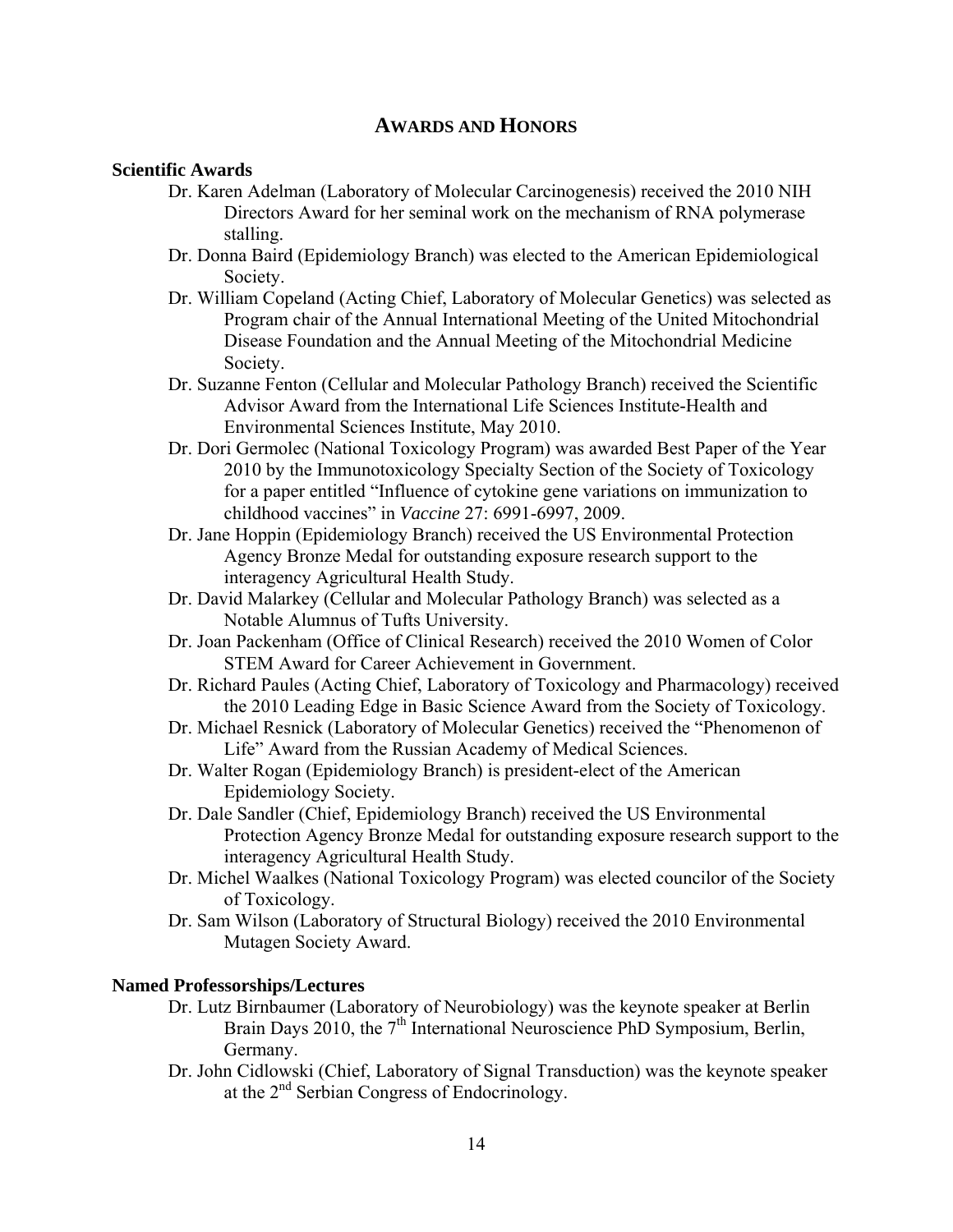## Awards and Honors

### Scientific Awards

- Dr. Karen Adelman (Laboratory of Molecular Carcinogenesis) received the 2010 NIH Directors Award for her seminal work on the mechanism of RNA polymerase stalling.
- Dr. Donna Baird (Epidemiology Branch) was elected to the American Epidemiological Society.
- Dr. William Copeland (Acting Chief, Laboratory of Molecular Genetics) was selected as Program chair of the Annual International Meeting of the United Mitochondrial Disease Foundation and the Annual Meeting of the Mitochondrial Medicine Society.
- Dr. Suzanne Fenton (Cellular and Molecular Pathology Branch) received the Scientific Advisor Award from the International Life Sciences Institute-Health and Environmental Sciences Institute, May 2010.
- Dr. Dori Germolec (National Toxicology Program) was awarded Best Paper of the Year 2010 by the Immunotoxicology Specialty Section of the Society of Toxicology for a paper entitled "Influence of cytokine gene variations on immunization to childhood vaccines" in *Vaccine* 27: 6991-6997, 2009.
- Dr. Jane Hoppin (Epidemiology Branch) received the US Environmental Protection Agency Bronze Medal for outstanding exposure research support to the interagency Agricultural Health Study.
- Dr. David Malarkey (Cellular and Molecular Pathology Branch) was selected as a Notable Alumnus of Tufts University.
- Dr. Joan Packenham (Office of Clinical Research) received the 2010 Women of Color STEM Award for Career Achievement in Government.
- Dr. Richard Paules (Acting Chief, Laboratory of Toxicology and Pharmacology) received the 2010 Leading Edge in Basic Science Award from the Society of Toxicology.
- Dr. Michael Resnick (Laboratory of Molecular Genetics) received the "Phenomenon of Life" Award from the Russian Academy of Medical Sciences.
- Dr. Walter Rogan (Epidemiology Branch) is president-elect of the American Epidemiology Society.
- Dr. Dale Sandler (Chief, Epidemiology Branch) received the US Environmental Protection Agency Bronze Medal for outstanding exposure research support to the interagency Agricultural Health Study.
- Dr. Michel Waalkes (National Toxicology Program) was elected councilor of the Society of Toxicology.
- Dr. Sam Wilson (Laboratory of Structural Biology) received the 2010 Environmental Mutagen Society Award.

### Named Professorships/Lectures

- Dr. Lutz Birnbaumer (Laboratory of Neurobiology) was the keynote speaker at Berlin Brain Days 2010, the 7th International Neuroscience PhD Symposium, Berlin, Germany.
- Dr. John Cidlowski (Chief, Laboratory of Signal Transduction) was the keynote speaker at the 2nd Serbian Congress of Endocrinology.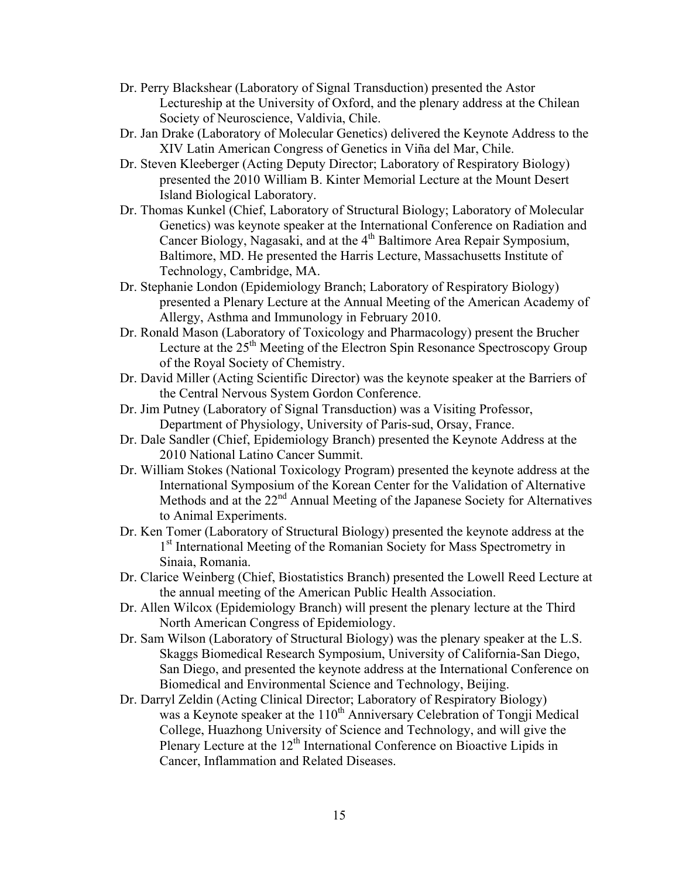- Dr. Perry Blackshear (Laboratory of Signal Transduction) presented the Astor Lectureship at the University of Oxford, and the plenary address at the Chilean Society of Neuroscience, Valdivia, Chile.
- Dr. Jan Drake (Laboratory of Molecular Genetics) delivered the Keynote Address to the XIV Latin American Congress of Genetics in Viña del Mar, Chile.
- Dr. Steven Kleeberger (Acting Deputy Director; Laboratory of Respiratory Biology) presented the 2010 William B. Kinter Memorial Lecture at the Mount Desert Island Biological Laboratory.
- Dr. Thomas Kunkel (Chief, Laboratory of Structural Biology; Laboratory of Molecular Genetics) was keynote speaker at the International Conference on Radiation and Cancer Biology, Nagasaki, and at the 4th Baltimore Area Repair Symposium, Baltimore, MD. He presented the Harris Lecture, Massachusetts Institute of Technology, Cambridge, MA.
- Dr. Stephanie London (Epidemiology Branch; Laboratory of Respiratory Biology) presented a Plenary Lecture at the Annual Meeting of the American Academy of Allergy, Asthma and Immunology in February 2010.
- Dr. Ronald Mason (Laboratory of Toxicology and Pharmacology) present the Brucher Lecture at the 25th Meeting of the Electron Spin Resonance Spectroscopy Group of the Royal Society of Chemistry.
- Dr. David Miller (Acting Scientific Director) was the keynote speaker at the Barriers of the Central Nervous System Gordon Conference.
- Dr. Jim Putney (Laboratory of Signal Transduction) was a Visiting Professor, Department of Physiology, University of Paris-sud, Orsay, France.
- Dr. Dale Sandler (Chief, Epidemiology Branch) presented the Keynote Address at the 2010 National Latino Cancer Summit.
- Dr. William Stokes (National Toxicology Program) presented the keynote address at the International Symposium of the Korean Center for the Validation of Alternative Methods and at the 22nd Annual Meeting of the Japanese Society for Alternatives to Animal Experiments.
- Dr. Ken Tomer (Laboratory of Structural Biology) presented the keynote address at the 1st International Meeting of the Romanian Society for Mass Spectrometry in Sinaia, Romania.
- Dr. Clarice Weinberg (Chief, Biostatistics Branch) presented the Lowell Reed Lecture at the annual meeting of the American Public Health Association.
- Dr. Allen Wilcox (Epidemiology Branch) will present the plenary lecture at the Third North American Congress of Epidemiology.
- Dr. Sam Wilson (Laboratory of Structural Biology) was the plenary speaker at the L.S. Skaggs Biomedical Research Symposium, University of California-San Diego, San Diego, and presented the keynote address at the International Conference on Biomedical and Environmental Science and Technology, Beijing.
- Dr. Darryl Zeldin (Acting Clinical Director; Laboratory of Respiratory Biology) was a Keynote speaker at the 110th Anniversary Celebration of Tongji Medical College, Huazhong University of Science and Technology, and will give the Plenary Lecture at the 12th International Conference on Bioactive Lipids in Cancer, Inflammation and Related Diseases.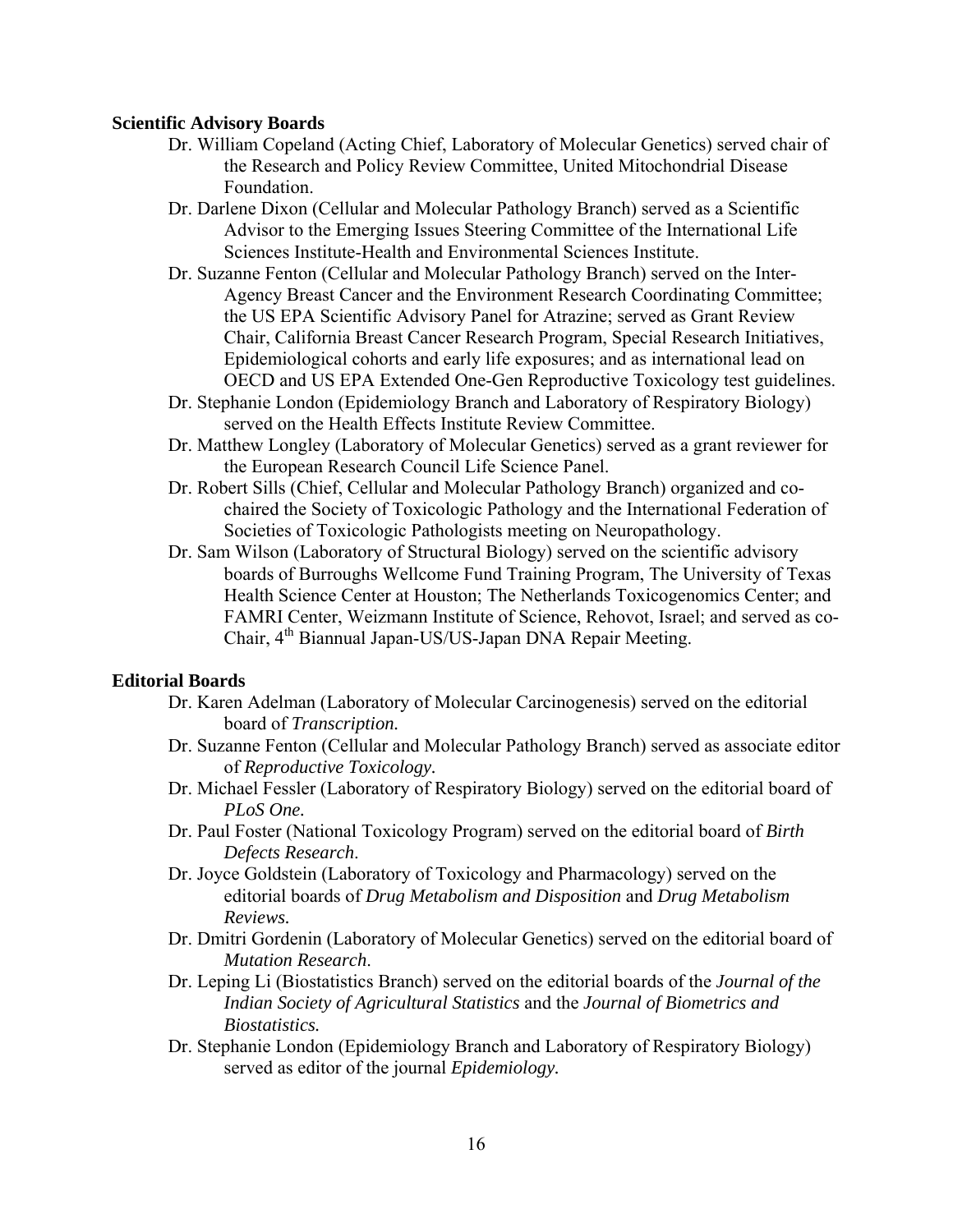**Scientific Advisory Boards**

Dr. William Copeland (Acting Chief, Laboratory of Molecular Genetics) served chair of the Research and Policy Review Committee, United Mitochondrial Disease Foundation.

Dr. Darlene Dixon (Cellular and Molecular Pathology Branch) served as a Scientific Advisor to the Emerging Issues Steering Committee of the International Life Sciences Institute-Health and Environmental Sciences Institute.

Dr. Suzanne Fenton (Cellular and Molecular Pathology Branch) served on the Inter-Agency Breast Cancer and the Environment Research Coordinating Committee; the US EPA Scientific Advisory Panel for Atrazine; served as Grant Review Chair, California Breast Cancer Research Program, Special Research Initiatives, Epidemiological cohorts and early life exposures; and as international lead on OECD and US EPA Extended One-Gen Reproductive Toxicology test guidelines.

Dr. Stephanie London (Epidemiology Branch and Laboratory of Respiratory Biology) served on the Health Effects Institute Review Committee.

Dr. Matthew Longley (Laboratory of Molecular Genetics) served as a grant reviewer for the European Research Council Life Science Panel.

Dr. Robert Sills (Chief, Cellular and Molecular Pathology Branch) organized and co-chaired the Society of Toxicologic Pathology and the International Federation of Societies of Toxicologic Pathologists meeting on Neuropathology.

Dr. Sam Wilson (Laboratory of Structural Biology) served on the scientific advisory boards of Burroughs Wellcome Fund Training Program, The University of Texas Health Science Center at Houston; The Netherlands Toxicogenomics Center; and FAMRI Center, Weizmann Institute of Science, Rehovot, Israel; and served as co-Chair, 4th Biannual Japan-US/US-Japan DNA Repair Meeting.

**Editorial Boards**

Dr. Karen Adelman (Laboratory of Molecular Carcinogenesis) served on the editorial board of *Transcription.*

Dr. Suzanne Fenton (Cellular and Molecular Pathology Branch) served as associate editor of *Reproductive Toxicology*.

Dr. Michael Fessler (Laboratory of Respiratory Biology) served on the editorial board of *PLoS One.*

Dr. Paul Foster (National Toxicology Program) served on the editorial board of *Birth Defects Research*.

Dr. Joyce Goldstein (Laboratory of Toxicology and Pharmacology) served on the editorial boards of *Drug Metabolism and Disposition* and *Drug Metabolism Reviews.*

Dr. Dmitri Gordenin (Laboratory of Molecular Genetics) served on the editorial board of *Mutation Research*.

Dr. Leping Li (Biostatistics Branch) served on the editorial boards of the *Journal of the Indian Society of Agricultural Statistics* and the *Journal of Biometrics and Biostatistics.*

Dr. Stephanie London (Epidemiology Branch and Laboratory of Respiratory Biology) served as editor of the journal *Epidemiology.*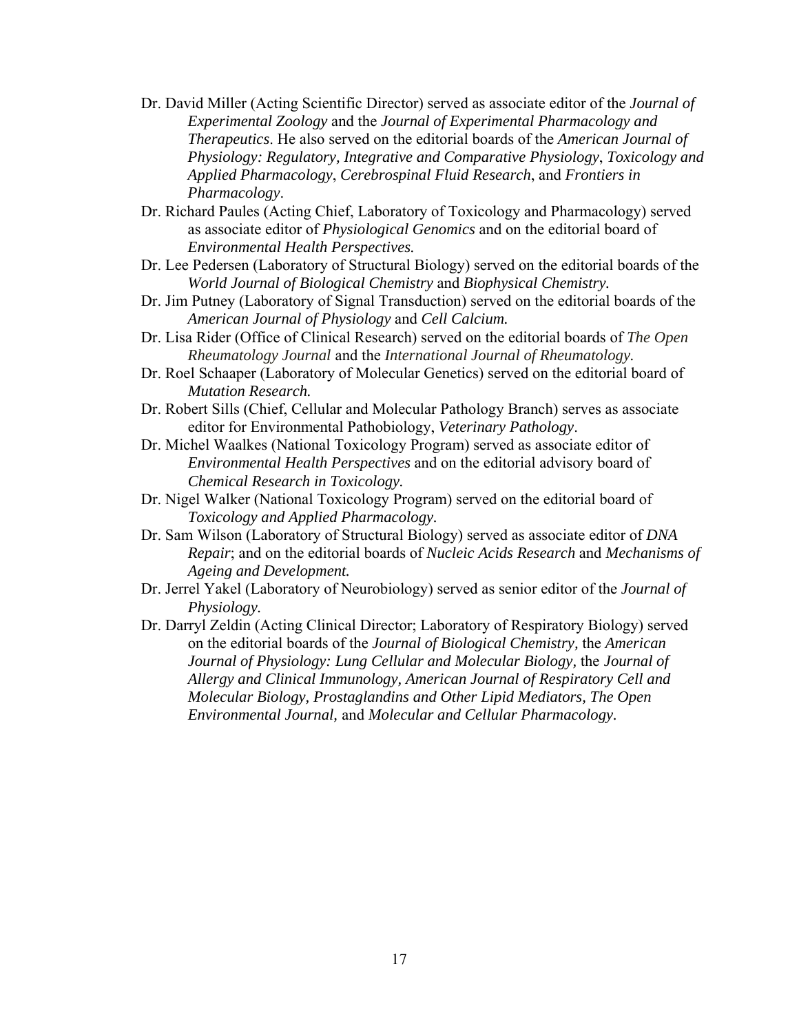Dr. David Miller (Acting Scientific Director) served as associate editor of the *Journal of Experimental Zoology* and the *Journal of Experimental Pharmacology and Therapeutics*. He also served on the editorial boards of the *American Journal of Physiology: Regulatory, Integrative and Comparative Physiology*, *Toxicology and Applied Pharmacology*, *Cerebrospinal Fluid Research*, and *Frontiers in Pharmacology*.

Dr. Richard Paules (Acting Chief, Laboratory of Toxicology and Pharmacology) served as associate editor of *Physiological Genomics* and on the editorial board of *Environmental Health Perspectives.*

Dr. Lee Pedersen (Laboratory of Structural Biology) served on the editorial boards of the *World Journal of Biological Chemistry* and *Biophysical Chemistry.*

Dr. Jim Putney (Laboratory of Signal Transduction) served on the editorial boards of the *American Journal of Physiology* and *Cell Calcium.*

Dr. Lisa Rider (Office of Clinical Research) served on the editorial boards of *The Open Rheumatology Journal* and the *International Journal of Rheumatology.*

Dr. Roel Schaaper (Laboratory of Molecular Genetics) served on the editorial board of *Mutation Research.*

Dr. Robert Sills (Chief, Cellular and Molecular Pathology Branch) serves as associate editor for Environmental Pathobiology, *Veterinary Pathology*.

Dr. Michel Waalkes (National Toxicology Program) served as associate editor of *Environmental Health Perspectives* and on the editorial advisory board of *Chemical Research in Toxicology.*

Dr. Nigel Walker (National Toxicology Program) served on the editorial board of *Toxicology and Applied Pharmacology.*

Dr. Sam Wilson (Laboratory of Structural Biology) served as associate editor of *DNA Repair*; and on the editorial boards of *Nucleic Acids Research* and *Mechanisms of Ageing and Development.*

Dr. Jerrel Yakel (Laboratory of Neurobiology) served as senior editor of the *Journal of Physiology.*

Dr. Darryl Zeldin (Acting Clinical Director; Laboratory of Respiratory Biology) served on the editorial boards of the *Journal of Biological Chemistry,* the *American Journal of Physiology: Lung Cellular and Molecular Biology,* the *Journal of Allergy and Clinical Immunology, American Journal of Respiratory Cell and Molecular Biology, Prostaglandins and Other Lipid Mediators, The Open Environmental Journal,* and *Molecular and Cellular Pharmacology.*